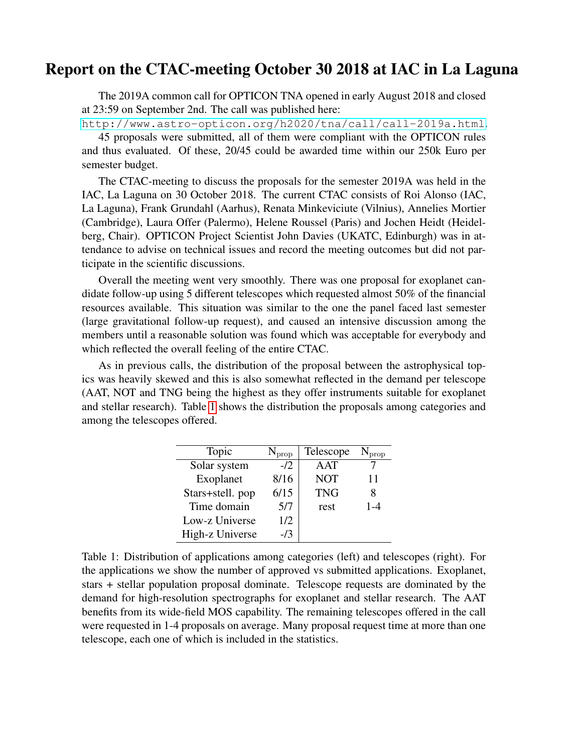# Report on the CTAC-meeting October 30 2018 at IAC in La Laguna

The 2019A common call for OPTICON TNA opened in early August 2018 and closed at 23:59 on September 2nd. The call was published here: http://www.astro-opticon.org/h2020/tna/call/call-2019a.html.

45 proposals were submitted, all of them were compliant with the OPTICON rules and thus evaluated. Of these, 20/45 could be awarded time within our 250k Euro per semester budget.

The CTAC-meeting to discuss the proposals for the semester 2019A was held in the IAC, La Laguna on 30 October 2018. The current CTAC consists of Roi Alonso (IAC, La Laguna), Frank Grundahl (Aarhus), Renata Minkeviciute (Vilnius), Annelies Mortier (Cambridge), Laura Offer (Palermo), Helene Roussel (Paris) and Jochen Heidt (Heidelberg, Chair). OPTICON Project Scientist John Davies (UKATC, Edinburgh) was in attendance to advise on technical issues and record the meeting outcomes but did not participate in the scientific discussions.

Overall the meeting went very smoothly. There was one proposal for exoplanet candidate follow-up using 5 different telescopes which requested almost 50% of the financial resources available. This situation was similar to the one the panel faced last semester (large gravitational follow-up request), and caused an intensive discussion among the members until a reasonable solution was found which was acceptable for everybody and which reflected the overall feeling of the entire CTAC.

As in previous calls, the distribution of the proposal between the astrophysical topics was heavily skewed and this is also somewhat reflected in the demand per telescope (AAT, NOT and TNG being the highest as they offer instruments suitable for exoplanet and stellar research). Table 1 shows the distribution the proposals among categories and among the telescopes offered.

| Topic | $N_{prop}$ | Telescope | $N_{prop}$ |
|---|---|---|---|
| Solar system | -/2 | AAT | 7 |
| Exoplanet | 8/16 | NOT | 11 |
| Stars+stell. pop | 6/15 | TNG | 8 |
| Time domain | 5/7 | rest | 1-4 |
| Low-z Universe | 1/2 | | |
| High-z Universe | -/3 | | |

Table 1: Distribution of applications among categories (left) and telescopes (right). For the applications we show the number of approved vs submitted applications. Exoplanet, stars + stellar population proposal dominate. Telescope requests are dominated by the demand for high-resolution spectrographs for exoplanet and stellar research. The AAT benefits from its wide-field MOS capability. The remaining telescopes offered in the call were requested in 1-4 proposals on average. Many proposal request time at more than one telescope, each one of which is included in the statistics.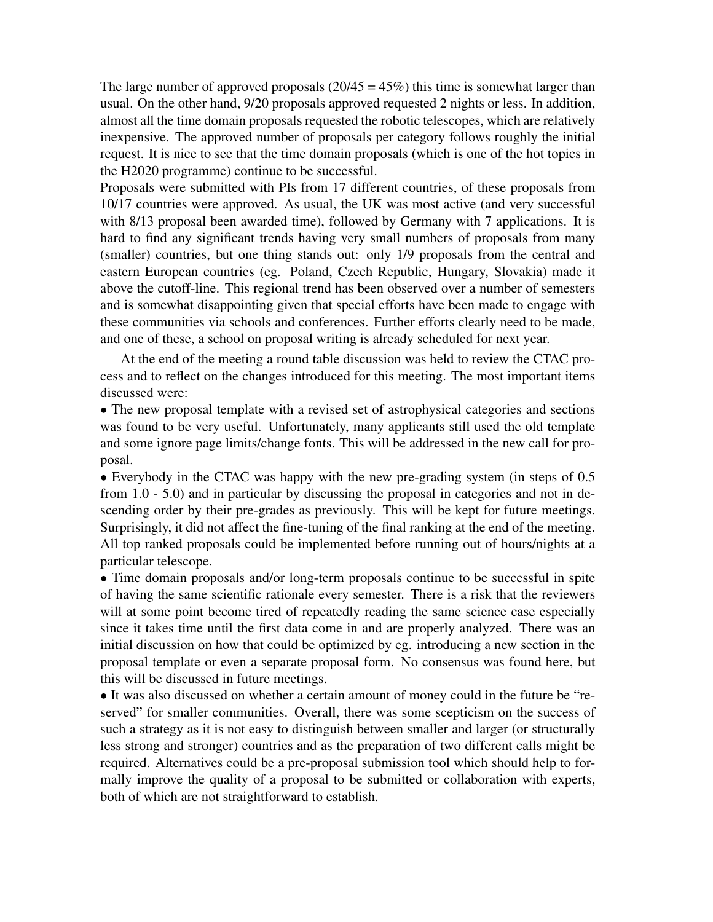The large number of approved proposals (20/45 = 45%) this time is somewhat larger than usual. On the other hand, 9/20 proposals approved requested 2 nights or less. In addition, almost all the time domain proposals requested the robotic telescopes, which are relatively inexpensive. The approved number of proposals per category follows roughly the initial request. It is nice to see that the time domain proposals (which is one of the hot topics in the H2020 programme) continue to be successful.

Proposals were submitted with PIs from 17 different countries, of these proposals from 10/17 countries were approved. As usual, the UK was most active (and very successful with 8/13 proposal been awarded time), followed by Germany with 7 applications. It is hard to find any significant trends having very small numbers of proposals from many (smaller) countries, but one thing stands out: only 1/9 proposals from the central and eastern European countries (eg. Poland, Czech Republic, Hungary, Slovakia) made it above the cutoff-line. This regional trend has been observed over a number of semesters and is somewhat disappointing given that special efforts have been made to engage with these communities via schools and conferences. Further efforts clearly need to be made, and one of these, a school on proposal writing is already scheduled for next year.

At the end of the meeting a round table discussion was held to review the CTAC process and to reflect on the changes introduced for this meeting. The most important items discussed were:

- The new proposal template with a revised set of astrophysical categories and sections was found to be very useful. Unfortunately, many applicants still used the old template and some ignore page limits/change fonts. This will be addressed in the new call for proposal.
- Everybody in the CTAC was happy with the new pre-grading system (in steps of 0.5 from 1.0 - 5.0) and in particular by discussing the proposal in categories and not in descending order by their pre-grades as previously. This will be kept for future meetings. Surprisingly, it did not affect the fine-tuning of the final ranking at the end of the meeting. All top ranked proposals could be implemented before running out of hours/nights at a particular telescope.
- Time domain proposals and/or long-term proposals continue to be successful in spite of having the same scientific rationale every semester. There is a risk that the reviewers will at some point become tired of repeatedly reading the same science case especially since it takes time until the first data come in and are properly analyzed. There was an initial discussion on how that could be optimized by eg. introducing a new section in the proposal template or even a separate proposal form. No consensus was found here, but this will be discussed in future meetings.
- It was also discussed on whether a certain amount of money could in the future be "reserved" for smaller communities. Overall, there was some scepticism on the success of such a strategy as it is not easy to distinguish between smaller and larger (or structurally less strong and stronger) countries and as the preparation of two different calls might be required. Alternatives could be a pre-proposal submission tool which should help to formally improve the quality of a proposal to be submitted or collaboration with experts, both of which are not straightforward to establish.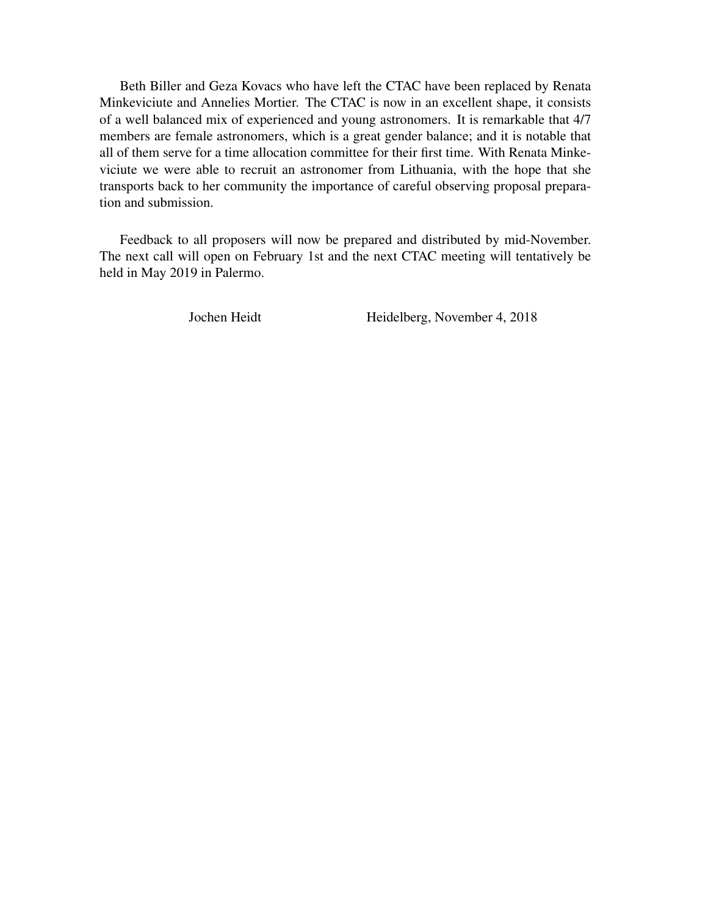Beth Biller and Geza Kovacs who have left the CTAC have been replaced by Renata Minkeviciute and Annelies Mortier. The CTAC is now in an excellent shape, it consists of a well balanced mix of experienced and young astronomers. It is remarkable that 4/7 members are female astronomers, which is a great gender balance; and it is notable that all of them serve for a time allocation committee for their first time. With Renata Minkeviciute we were able to recruit an astronomer from Lithuania, with the hope that she transports back to her community the importance of careful observing proposal preparation and submission.

Feedback to all proposers will now be prepared and distributed by mid-November. The next call will open on February 1st and the next CTAC meeting will tentatively be held in May 2019 in Palermo.

Jochen Heidt Heidelberg, November 4, 2018